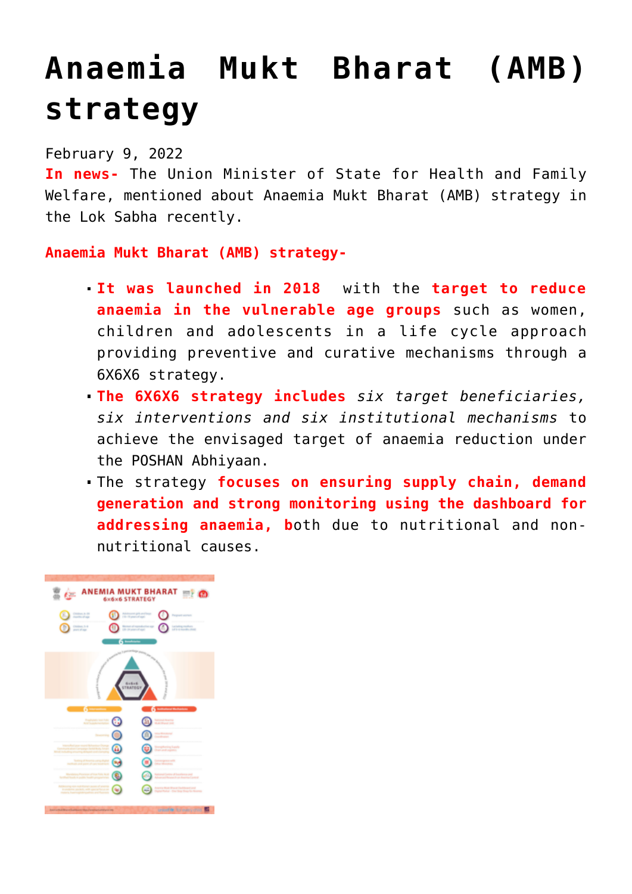# Anaemia Mukt Bharat (AMB) strategy

February 9, 2022

**In news-** The Union Minister of State for Health and Family Welfare, mentioned about Anaemia Mukt Bharat (AMB) strategy in the Lok Sabha recently.

**Anaemia Mukt Bharat (AMB) strategy-**

- **It was launched in 2018** with the **target to reduce anaemia in the vulnerable age groups** such as women, children and adolescents in a life cycle approach providing preventive and curative mechanisms through a 6X6X6 strategy.
- **The 6X6X6 strategy includes** *six target beneficiaries, six interventions and six institutional mechanisms* to achieve the envisaged target of anaemia reduction under the POSHAN Abhiyaan.
- The strategy **focuses on ensuring supply chain, demand generation and strong monitoring using the dashboard for addressing anaemia, b**oth due to nutritional and non-nutritional causes.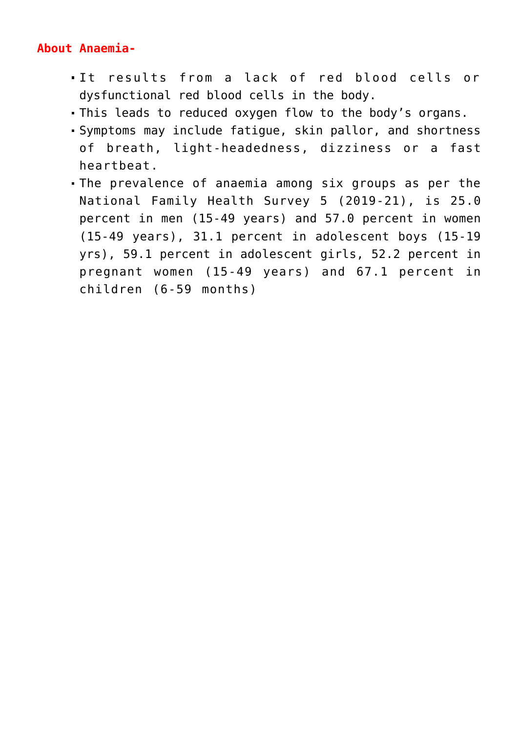**About Anaemia-**

- It results from a lack of red blood cells or dysfunctional red blood cells in the body.
- This leads to reduced oxygen flow to the body's organs.
- Symptoms may include fatigue, skin pallor, and shortness of breath, light-headedness, dizziness or a fast heartbeat.
- The prevalence of anaemia among six groups as per the National Family Health Survey 5 (2019-21), is 25.0 percent in men (15-49 years) and 57.0 percent in women (15-49 years), 31.1 percent in adolescent boys (15-19 yrs), 59.1 percent in adolescent girls, 52.2 percent in pregnant women (15-49 years) and 67.1 percent in children (6-59 months)